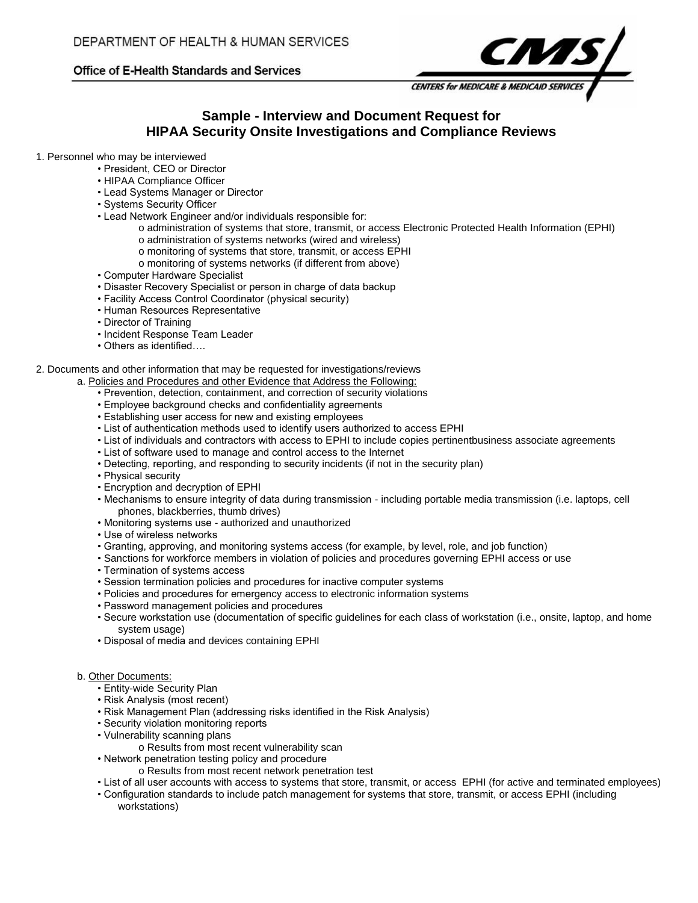DEPARTMENT OF HEALTH & HUMAN SERVICES

Office of E-Health Standards and Services

CMS — CENTERS for MEDICARE & MEDICAID SERVICES

# Sample - Interview and Document Request for HIPAA Security Onsite Investigations and Compliance Reviews

1. Personnel who may be interviewed
   - President, CEO or Director
   - HIPAA Compliance Officer
   - Lead Systems Manager or Director
   - Systems Security Officer
   - Lead Network Engineer and/or individuals responsible for:
     - administration of systems that store, transmit, or access Electronic Protected Health Information (EPHI)
     - administration of systems networks (wired and wireless)
     - monitoring of systems that store, transmit, or access EPHI
     - monitoring of systems networks (if different from above)
   - Computer Hardware Specialist
   - Disaster Recovery Specialist or person in charge of data backup
   - Facility Access Control Coordinator (physical security)
   - Human Resources Representative
   - Director of Training
   - Incident Response Team Leader
   - Others as identified….

2. Documents and other information that may be requested for investigations/reviews

   a. <u>Policies and Procedures and other Evidence that Address the Following:</u>
   - Prevention, detection, containment, and correction of security violations
   - Employee background checks and confidentiality agreements
   - Establishing user access for new and existing employees
   - List of authentication methods used to identify users authorized to access EPHI
   - List of individuals and contractors with access to EPHI to include copies pertinentbusiness associate agreements
   - List of software used to manage and control access to the Internet
   - Detecting, reporting, and responding to security incidents (if not in the security plan)
   - Physical security
   - Encryption and decryption of EPHI
   - Mechanisms to ensure integrity of data during transmission - including portable media transmission (i.e. laptops, cell phones, blackberries, thumb drives)
   - Monitoring systems use - authorized and unauthorized
   - Use of wireless networks
   - Granting, approving, and monitoring systems access (for example, by level, role, and job function)
   - Sanctions for workforce members in violation of policies and procedures governing EPHI access or use
   - Termination of systems access
   - Session termination policies and procedures for inactive computer systems
   - Policies and procedures for emergency access to electronic information systems
   - Password management policies and procedures
   - Secure workstation use (documentation of specific guidelines for each class of workstation (i.e., onsite, laptop, and home system usage)
   - Disposal of media and devices containing EPHI

   b. <u>Other Documents:</u>
   - Entity-wide Security Plan
   - Risk Analysis (most recent)
   - Risk Management Plan (addressing risks identified in the Risk Analysis)
   - Security violation monitoring reports
   - Vulnerability scanning plans
     - Results from most recent vulnerability scan
   - Network penetration testing policy and procedure
     - Results from most recent network penetration test
   - List of all user accounts with access to systems that store, transmit, or access EPHI (for active and terminated employees)
   - Configuration standards to include patch management for systems that store, transmit, or access EPHI (including workstations)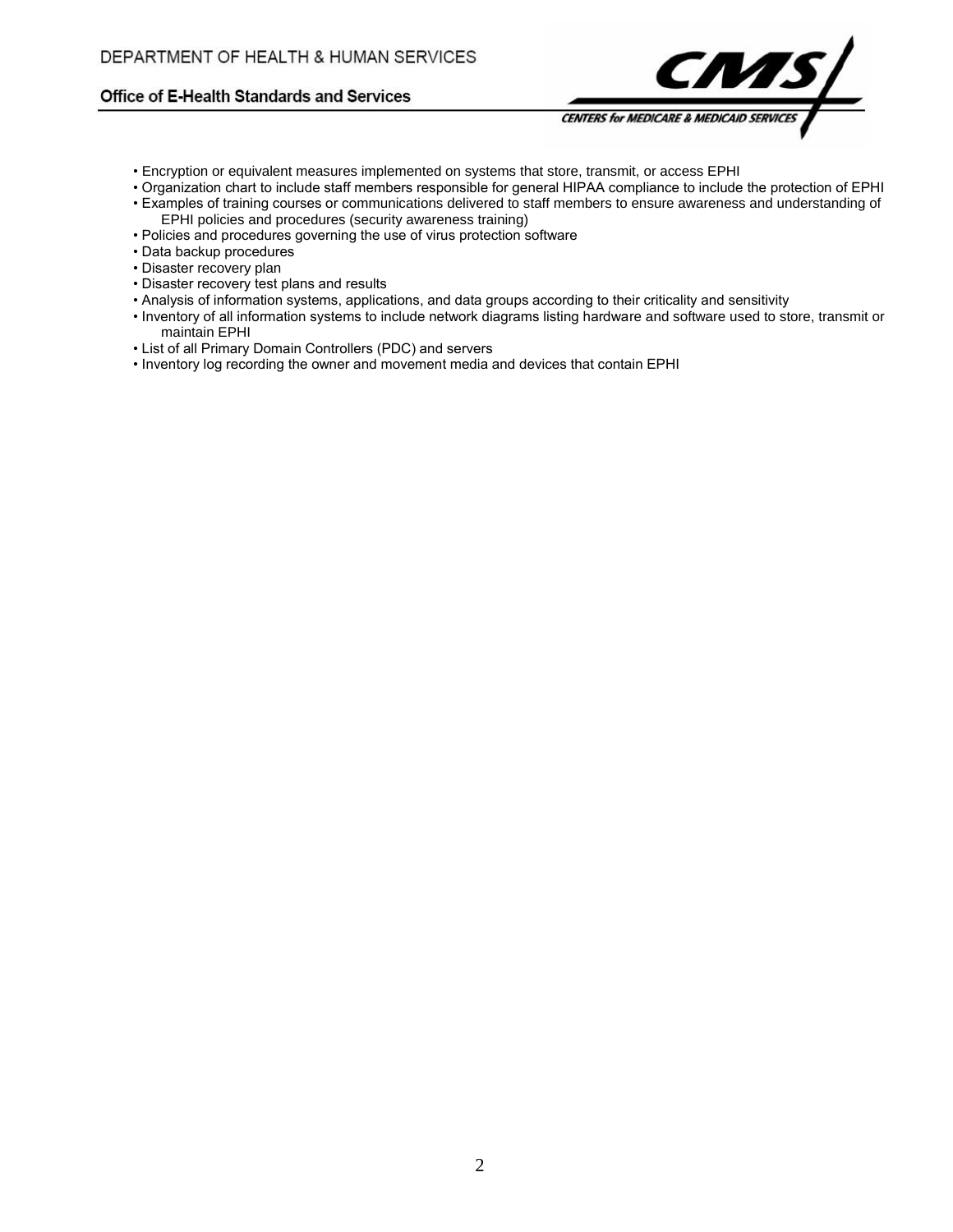- Encryption or equivalent measures implemented on systems that store, transmit, or access EPHI
- Organization chart to include staff members responsible for general HIPAA compliance to include the protection of EPHI
- Examples of training courses or communications delivered to staff members to ensure awareness and understanding of EPHI policies and procedures (security awareness training)
- Policies and procedures governing the use of virus protection software
- Data backup procedures
- Disaster recovery plan
- Disaster recovery test plans and results
- Analysis of information systems, applications, and data groups according to their criticality and sensitivity
- Inventory of all information systems to include network diagrams listing hardware and software used to store, transmit or maintain EPHI
- List of all Primary Domain Controllers (PDC) and servers
- Inventory log recording the owner and movement media and devices that contain EPHI